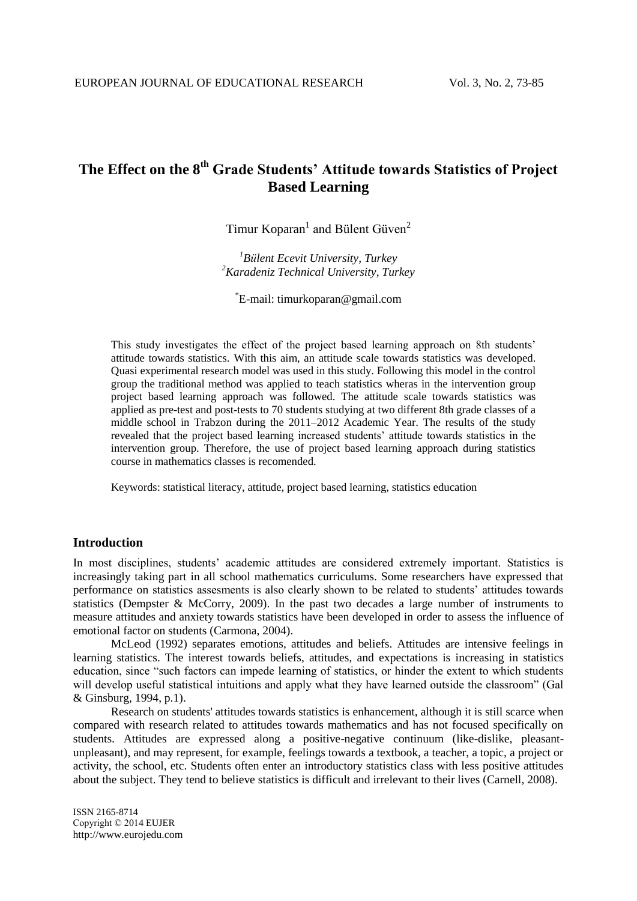# The Effect on the 8th Grade Students' Attitude towards Statistics of Project Based Learning

Timur Koparan[1] and Bülent Güven[2]

[1]*Bülent Ecevit University, Turkey*
[2]*Karadeniz Technical University, Turkey*

*E-mail: timurkoparan@gmail.com

This study investigates the effect of the project based learning approach on 8th students' attitude towards statistics. With this aim, an attitude scale towards statistics was developed. Quasi experimental research model was used in this study. Following this model in the control group the traditional method was applied to teach statistics wheras in the intervention group project based learning approach was followed. The attitude scale towards statistics was applied as pre-test and post-tests to 70 students studying at two different 8th grade classes of a middle school in Trabzon during the 2011–2012 Academic Year. The results of the study revealed that the project based learning increased students' attitude towards statistics in the intervention group. Therefore, the use of project based learning approach during statistics course in mathematics classes is recomended.

Keywords: statistical literacy, attitude, project based learning, statistics education

## Introduction

In most disciplines, students' academic attitudes are considered extremely important. Statistics is increasingly taking part in all school mathematics curriculums. Some researchers have expressed that performance on statistics assesments is also clearly shown to be related to students' attitudes towards statistics (Dempster & McCorry, 2009). In the past two decades a large number of instruments to measure attitudes and anxiety towards statistics have been developed in order to assess the influence of emotional factor on students (Carmona, 2004).

McLeod (1992) separates emotions, attitudes and beliefs. Attitudes are intensive feelings in learning statistics. The interest towards beliefs, attitudes, and expectations is increasing in statistics education, since "such factors can impede learning of statistics, or hinder the extent to which students will develop useful statistical intuitions and apply what they have learned outside the classroom" (Gal & Ginsburg, 1994, p.1).

Research on students' attitudes towards statistics is enhancement, although it is still scarce when compared with research related to attitudes towards mathematics and has not focused specifically on students. Attitudes are expressed along a positive-negative continuum (like-dislike, pleasant-unpleasant), and may represent, for example, feelings towards a textbook, a teacher, a topic, a project or activity, the school, etc. Students often enter an introductory statistics class with less positive attitudes about the subject. They tend to believe statistics is difficult and irrelevant to their lives (Carnell, 2008).

ISSN 2165-8714
Copyright © 2014 EUJER
http://www.eurojedu.com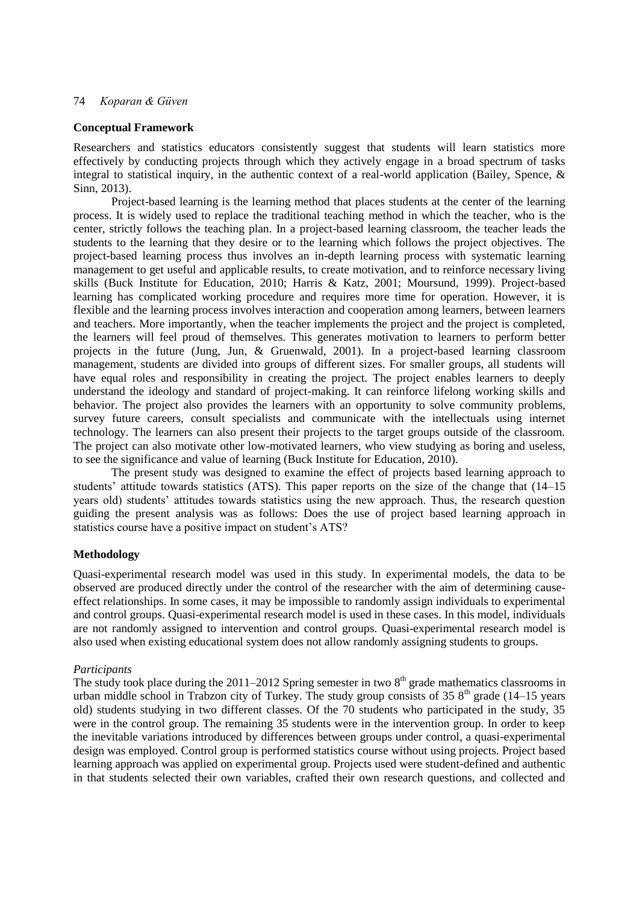## Conceptual Framework

Researchers and statistics educators consistently suggest that students will learn statistics more effectively by conducting projects through which they actively engage in a broad spectrum of tasks integral to statistical inquiry, in the authentic context of a real-world application (Bailey, Spence, & Sinn, 2013).

Project-based learning is the learning method that places students at the center of the learning process. It is widely used to replace the traditional teaching method in which the teacher, who is the center, strictly follows the teaching plan. In a project-based learning classroom, the teacher leads the students to the learning that they desire or to the learning which follows the project objectives. The project-based learning process thus involves an in-depth learning process with systematic learning management to get useful and applicable results, to create motivation, and to reinforce necessary living skills (Buck Institute for Education, 2010; Harris & Katz, 2001; Moursund, 1999). Project-based learning has complicated working procedure and requires more time for operation. However, it is flexible and the learning process involves interaction and cooperation among learners, between learners and teachers. More importantly, when the teacher implements the project and the project is completed, the learners will feel proud of themselves. This generates motivation to learners to perform better projects in the future (Jung, Jun, & Gruenwald, 2001). In a project-based learning classroom management, students are divided into groups of different sizes. For smaller groups, all students will have equal roles and responsibility in creating the project. The project enables learners to deeply understand the ideology and standard of project-making. It can reinforce lifelong working skills and behavior. The project also provides the learners with an opportunity to solve community problems, survey future careers, consult specialists and communicate with the intellectuals using internet technology. The learners can also present their projects to the target groups outside of the classroom. The project can also motivate other low-motivated learners, who view studying as boring and useless, to see the significance and value of learning (Buck Institute for Education, 2010).

The present study was designed to examine the effect of projects based learning approach to students' attitude towards statistics (ATS). This paper reports on the size of the change that (14–15 years old) students' attitudes towards statistics using the new approach. Thus, the research question guiding the present analysis was as follows: Does the use of project based learning approach in statistics course have a positive impact on student's ATS?

## Methodology

Quasi-experimental research model was used in this study. In experimental models, the data to be observed are produced directly under the control of the researcher with the aim of determining cause-effect relationships. In some cases, it may be impossible to randomly assign individuals to experimental and control groups. Quasi-experimental research model is used in these cases. In this model, individuals are not randomly assigned to intervention and control groups. Quasi-experimental research model is also used when existing educational system does not allow randomly assigning students to groups.

### *Participants*

The study took place during the 2011–2012 Spring semester in two 8th grade mathematics classrooms in urban middle school in Trabzon city of Turkey. The study group consists of 35 8th grade (14–15 years old) students studying in two different classes. Of the 70 students who participated in the study, 35 were in the control group. The remaining 35 students were in the intervention group. In order to keep the inevitable variations introduced by differences between groups under control, a quasi-experimental design was employed. Control group is performed statistics course without using projects. Project based learning approach was applied on experimental group. Projects used were student-defined and authentic in that students selected their own variables, crafted their own research questions, and collected and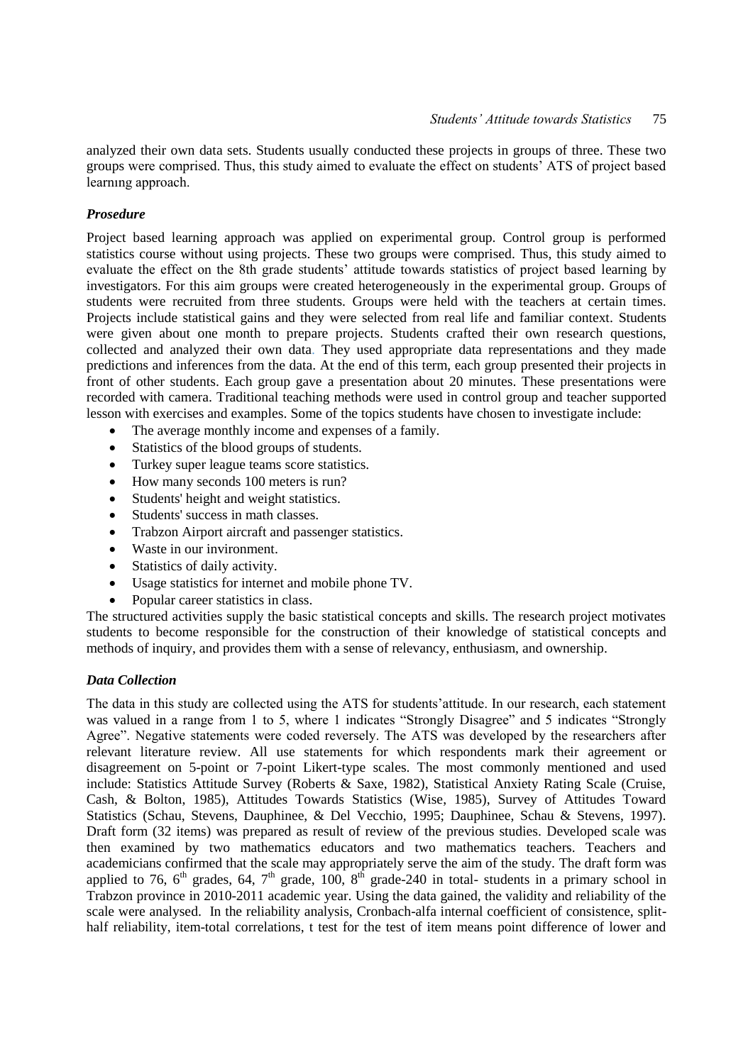analyzed their own data sets. Students usually conducted these projects in groups of three. These two groups were comprised. Thus, this study aimed to evaluate the effect on students' ATS of project based learnıng approach.

### *Prosedure*

Project based learning approach was applied on experimental group. Control group is performed statistics course without using projects. These two groups were comprised. Thus, this study aimed to evaluate the effect on the 8th grade students' attitude towards statistics of project based learning by investigators. For this aim groups were created heterogeneously in the experimental group. Groups of students were recruited from three students. Groups were held with the teachers at certain times. Projects include statistical gains and they were selected from real life and familiar context. Students were given about one month to prepare projects. Students crafted their own research questions, collected and analyzed their own data. They used appropriate data representations and they made predictions and inferences from the data. At the end of this term, each group presented their projects in front of other students. Each group gave a presentation about 20 minutes. These presentations were recorded with camera. Traditional teaching methods were used in control group and teacher supported lesson with exercises and examples. Some of the topics students have chosen to investigate include:

- The average monthly income and expenses of a family.
- Statistics of the blood groups of students.
- Turkey super league teams score statistics.
- How many seconds 100 meters is run?
- Students' height and weight statistics.
- Students' success in math classes.
- Trabzon Airport aircraft and passenger statistics.
- Waste in our invironment.
- Statistics of daily activity.
- Usage statistics for internet and mobile phone TV.
- Popular career statistics in class.

The structured activities supply the basic statistical concepts and skills. The research project motivates students to become responsible for the construction of their knowledge of statistical concepts and methods of inquiry, and provides them with a sense of relevancy, enthusiasm, and ownership.

### *Data Collection*

The data in this study are collected using the ATS for students'attitude. In our research, each statement was valued in a range from 1 to 5, where 1 indicates "Strongly Disagree" and 5 indicates "Strongly Agree". Negative statements were coded reversely. The ATS was developed by the researchers after relevant literature review. All use statements for which respondents mark their agreement or disagreement on 5-point or 7-point Likert-type scales. The most commonly mentioned and used include: Statistics Attitude Survey (Roberts & Saxe, 1982), Statistical Anxiety Rating Scale (Cruise, Cash, & Bolton, 1985), Attitudes Towards Statistics (Wise, 1985), Survey of Attitudes Toward Statistics (Schau, Stevens, Dauphinee, & Del Vecchio, 1995; Dauphinee, Schau & Stevens, 1997). Draft form (32 items) was prepared as result of review of the previous studies. Developed scale was then examined by two mathematics educators and two mathematics teachers. Teachers and academicians confirmed that the scale may appropriately serve the aim of the study. The draft form was applied to 76, $6^{th}$ grades, 64, $7^{th}$ grade, 100, $8^{th}$ grade-240 in total- students in a primary school in Trabzon province in 2010-2011 academic year. Using the data gained, the validity and reliability of the scale were analysed. In the reliability analysis, Cronbach-alfa internal coefficient of consistence, split-half reliability, item-total correlations, t test for the test of item means point difference of lower and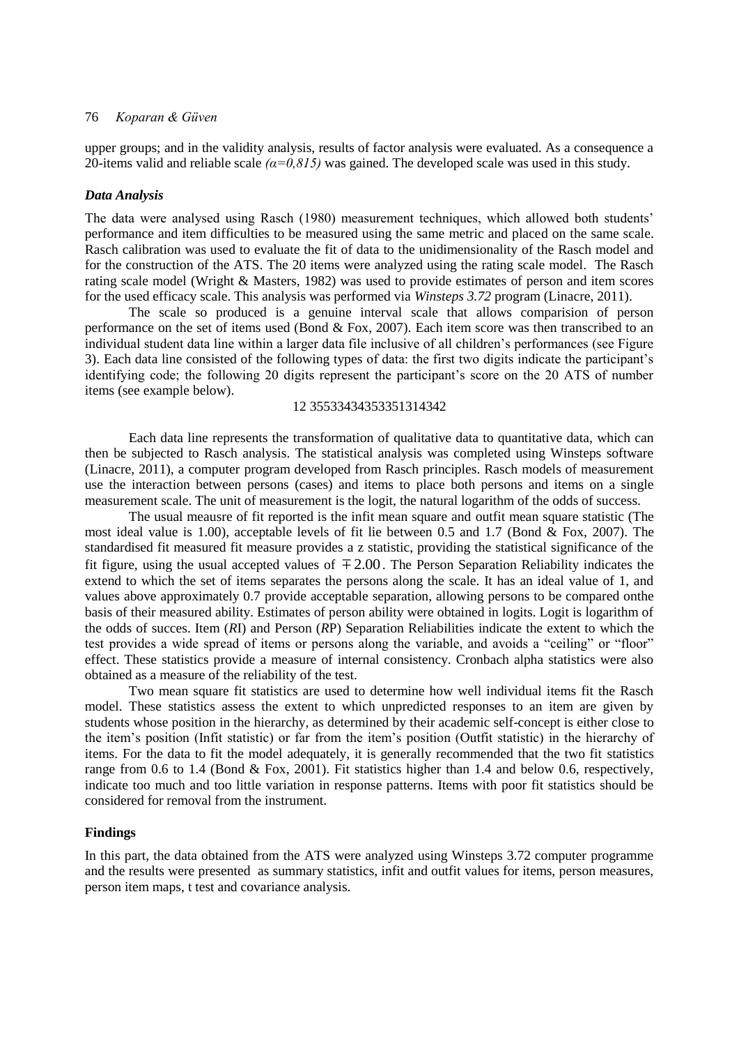upper groups; and in the validity analysis, results of factor analysis were evaluated. As a consequence a 20-items valid and reliable scale *(α=0,815)* was gained. The developed scale was used in this study.

### *Data Analysis*

The data were analysed using Rasch (1980) measurement techniques, which allowed both students' performance and item difficulties to be measured using the same metric and placed on the same scale. Rasch calibration was used to evaluate the fit of data to the unidimensionality of the Rasch model and for the construction of the ATS. The 20 items were analyzed using the rating scale model. The Rasch rating scale model (Wright & Masters, 1982) was used to provide estimates of person and item scores for the used efficacy scale. This analysis was performed via *Winsteps 3.72* program (Linacre, 2011).

The scale so produced is a genuine interval scale that allows comparision of person performance on the set of items used (Bond & Fox, 2007). Each item score was then transcribed to an individual student data line within a larger data file inclusive of all children's performances (see Figure 3). Each data line consisted of the following types of data: the first two digits indicate the participant's identifying code; the following 20 digits represent the participant's score on the 20 ATS of number items (see example below).

12 35533434353351314342

Each data line represents the transformation of qualitative data to quantitative data, which can then be subjected to Rasch analysis. The statistical analysis was completed using Winsteps software (Linacre, 2011), a computer program developed from Rasch principles. Rasch models of measurement use the interaction between persons (cases) and items to place both persons and items on a single measurement scale. The unit of measurement is the logit, the natural logarithm of the odds of success.

The usual meausre of fit reported is the infit mean square and outfit mean square statistic (The most ideal value is 1.00), acceptable levels of fit lie between 0.5 and 1.7 (Bond & Fox, 2007). The standardised fit measured fit measure provides a z statistic, providing the statistical significance of the fit figure, using the usual accepted values of $\mp 2.00$. The Person Separation Reliability indicates the extend to which the set of items separates the persons along the scale. It has an ideal value of 1, and values above approximately 0.7 provide acceptable separation, allowing persons to be compared onthe basis of their measured ability. Estimates of person ability were obtained in logits. Logit is logarithm of the odds of succes. Item (*R*I) and Person (*R*P) Separation Reliabilities indicate the extent to which the test provides a wide spread of items or persons along the variable, and avoids a "ceiling" or "floor" effect. These statistics provide a measure of internal consistency. Cronbach alpha statistics were also obtained as a measure of the reliability of the test.

Two mean square fit statistics are used to determine how well individual items fit the Rasch model. These statistics assess the extent to which unpredicted responses to an item are given by students whose position in the hierarchy, as determined by their academic self-concept is either close to the item's position (Infit statistic) or far from the item's position (Outfit statistic) in the hierarchy of items. For the data to fit the model adequately, it is generally recommended that the two fit statistics range from 0.6 to 1.4 (Bond & Fox, 2001). Fit statistics higher than 1.4 and below 0.6, respectively, indicate too much and too little variation in response patterns. Items with poor fit statistics should be considered for removal from the instrument.

## **Findings**

In this part, the data obtained from the ATS were analyzed using Winsteps 3.72 computer programme and the results were presented as summary statistics, infit and outfit values for items, person measures, person item maps, t test and covariance analysis.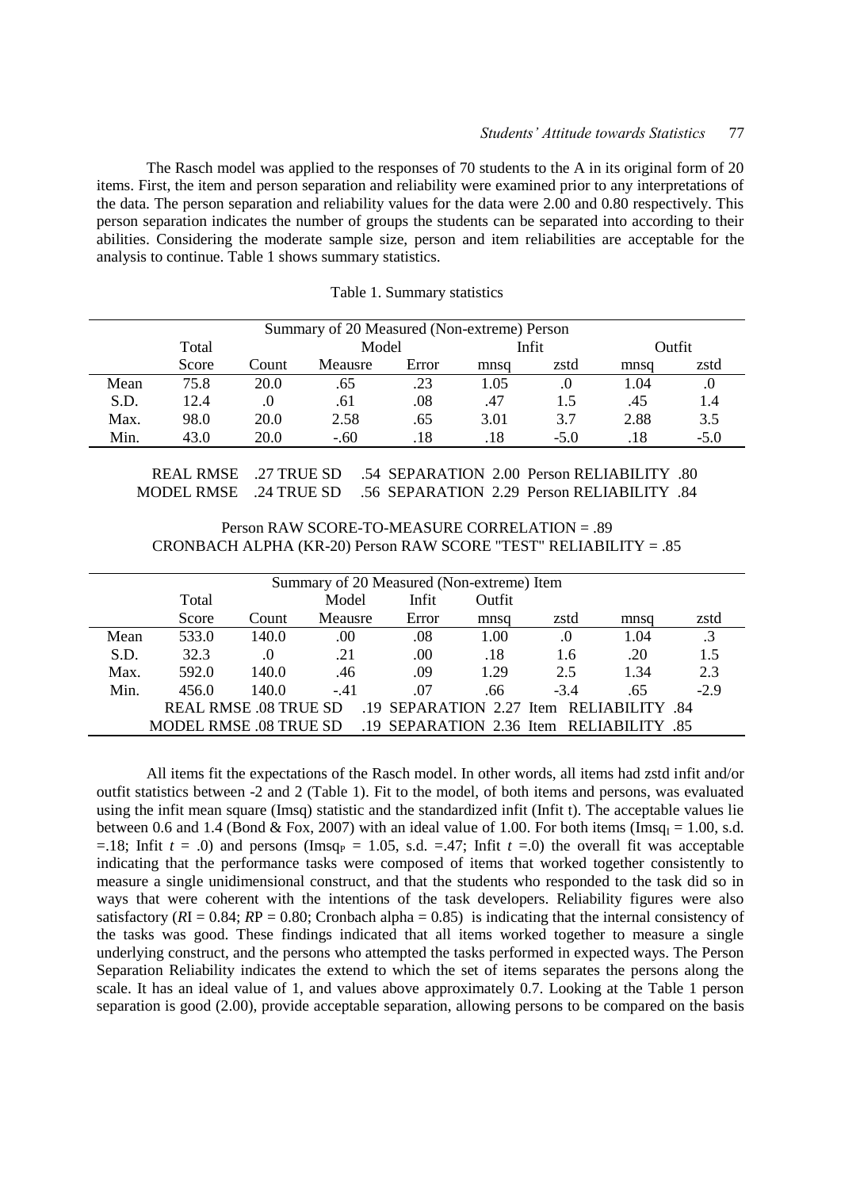The Rasch model was applied to the responses of 70 students to the A in its original form of 20 items. First, the item and person separation and reliability were examined prior to any interpretations of the data. The person separation and reliability values for the data were 2.00 and 0.80 respectively. This person separation indicates the number of groups the students can be separated into according to their abilities. Considering the moderate sample size, person and item reliabilities are acceptable for the analysis to continue. Table 1 shows summary statistics.

Table 1. Summary statistics

| Summary of 20 Measured (Non-extreme) Person | | | | | | | | |
|---|---|---|---|---|---|---|---|---|
| | Total | | Model | | Infit | | Outfit | |
| | Score | Count | Meausre | Error | mnsq | zstd | mnsq | zstd |
| Mean | 75.8 | 20.0 | .65 | .23 | 1.05 | .0 | 1.04 | .0 |
| S.D. | 12.4 | .0 | .61 | .08 | .47 | 1.5 | .45 | 1.4 |
| Max. | 98.0 | 20.0 | 2.58 | .65 | 3.01 | 3.7 | 2.88 | 3.5 |
| Min. | 43.0 | 20.0 | -.60 | .18 | .18 | -5.0 | .18 | -5.0 |

REAL RMSE .27 TRUE SD .54 SEPARATION 2.00 Person RELIABILITY .80
MODEL RMSE .24 TRUE SD .56 SEPARATION 2.29 Person RELIABILITY .84

Person RAW SCORE-TO-MEASURE CORRELATION = .89
CRONBACH ALPHA (KR-20) Person RAW SCORE "TEST" RELIABILITY = .85

| Summary of 20 Measured (Non-extreme) Item | | | | | | | | |
|---|---|---|---|---|---|---|---|---|
| | Total | | Model | Infit | Outfit | | | |
| | Score | Count | Meausre | Error | mnsq | zstd | mnsq | zstd |
| Mean | 533.0 | 140.0 | .00 | .08 | 1.00 | .0 | 1.04 | .3 |
| S.D. | 32.3 | .0 | .21 | .00 | .18 | 1.6 | .20 | 1.5 |
| Max. | 592.0 | 140.0 | .46 | .09 | 1.29 | 2.5 | 1.34 | 2.3 |
| Min. | 456.0 | 140.0 | -.41 | .07 | .66 | -3.4 | .65 | -2.9 |
| REAL RMSE .08 TRUE SD .19 SEPARATION 2.27 Item RELIABILITY .84 | | | | | | | | |
| MODEL RMSE .08 TRUE SD .19 SEPARATION 2.36 Item RELIABILITY .85 | | | | | | | | |

All items fit the expectations of the Rasch model. In other words, all items had zstd infit and/or outfit statistics between -2 and 2 (Table 1). Fit to the model, of both items and persons, was evaluated using the infit mean square (Imsq) statistic and the standardized infit (Infit t). The acceptable values lie between 0.6 and 1.4 (Bond & Fox, 2007) with an ideal value of 1.00. For both items ($Imsq_I = 1.00$, s.d. =.18; Infit $t$ = .0) and persons ($Imsq_P$ = 1.05, s.d. =.47; Infit $t$ =.0) the overall fit was acceptable indicating that the performance tasks were composed of items that worked together consistently to measure a single unidimensional construct, and that the students who responded to the task did so in ways that were coherent with the intentions of the task developers. Reliability figures were also satisfactory (*R*I = 0.84; *R*P = 0.80; Cronbach alpha = 0.85) is indicating that the internal consistency of the tasks was good. These findings indicated that all items worked together to measure a single underlying construct, and the persons who attempted the tasks performed in expected ways. The Person Separation Reliability indicates the extend to which the set of items separates the persons along the scale. It has an ideal value of 1, and values above approximately 0.7. Looking at the Table 1 person separation is good (2.00), provide acceptable separation, allowing persons to be compared on the basis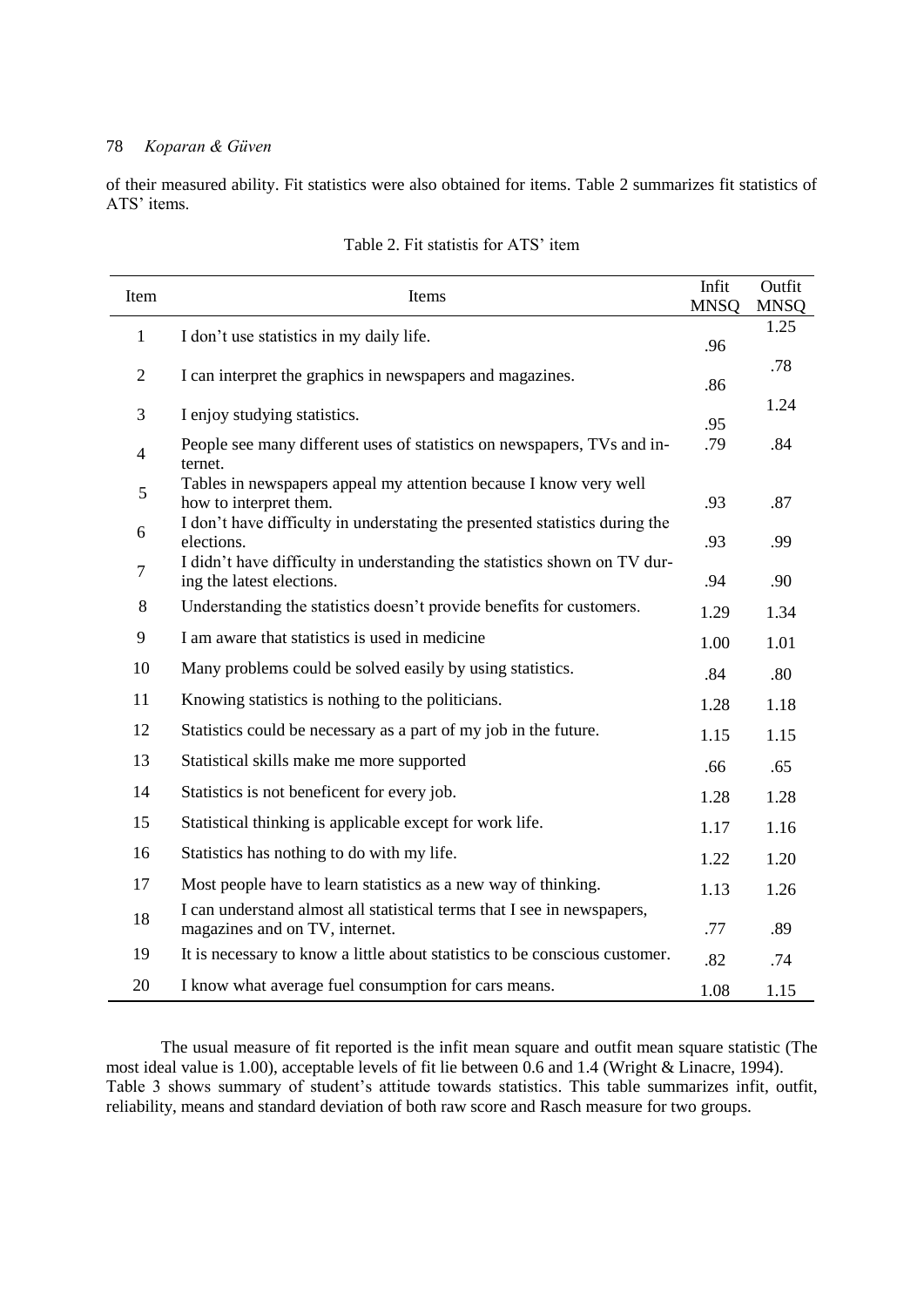of their measured ability. Fit statistics were also obtained for items. Table 2 summarizes fit statistics of ATS' items.

Table 2. Fit statistis for ATS' item

| Item | Items | Infit MNSQ | Outfit MNSQ |
|---|---|---|---|
| 1 | I don't use statistics in my daily life. | .96 | 1.25 |
| 2 | I can interpret the graphics in newspapers and magazines. | .86 | .78 |
| 3 | I enjoy studying statistics. | .95 | 1.24 |
| 4 | People see many different uses of statistics on newspapers, TVs and internet. | .79 | .84 |
| 5 | Tables in newspapers appeal my attention because I know very well how to interpret them. | .93 | .87 |
| 6 | I don't have difficulty in understating the presented statistics during the elections. | .93 | .99 |
| 7 | I didn't have difficulty in understanding the statistics shown on TV during the latest elections. | .94 | .90 |
| 8 | Understanding the statistics doesn't provide benefits for customers. | 1.29 | 1.34 |
| 9 | I am aware that statistics is used in medicine | 1.00 | 1.01 |
| 10 | Many problems could be solved easily by using statistics. | .84 | .80 |
| 11 | Knowing statistics is nothing to the politicians. | 1.28 | 1.18 |
| 12 | Statistics could be necessary as a part of my job in the future. | 1.15 | 1.15 |
| 13 | Statistical skills make me more supported | .66 | .65 |
| 14 | Statistics is not beneficent for every job. | 1.28 | 1.28 |
| 15 | Statistical thinking is applicable except for work life. | 1.17 | 1.16 |
| 16 | Statistics has nothing to do with my life. | 1.22 | 1.20 |
| 17 | Most people have to learn statistics as a new way of thinking. | 1.13 | 1.26 |
| 18 | I can understand almost all statistical terms that I see in newspapers, magazines and on TV, internet. | .77 | .89 |
| 19 | It is necessary to know a little about statistics to be conscious customer. | .82 | .74 |
| 20 | I know what average fuel consumption for cars means. | 1.08 | 1.15 |

The usual measure of fit reported is the infit mean square and outfit mean square statistic (The most ideal value is 1.00), acceptable levels of fit lie between 0.6 and 1.4 (Wright & Linacre, 1994). Table 3 shows summary of student's attitude towards statistics. This table summarizes infit, outfit, reliability, means and standard deviation of both raw score and Rasch measure for two groups.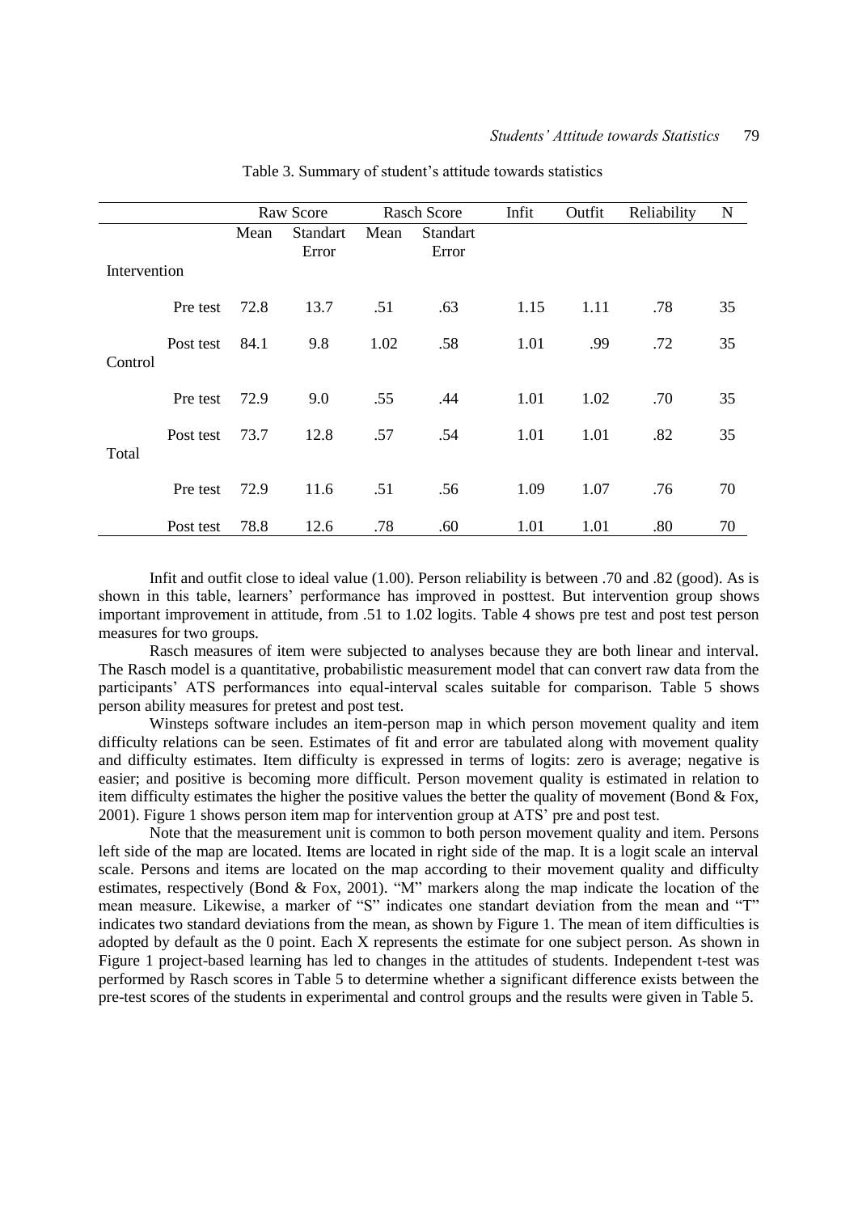Table 3. Summary of student's attitude towards statistics

| | | Raw Score | | Rasch Score | | Infit | Outfit | Reliability | N |
|---|---|---|---|---|---|---|---|---|---|
| | | Mean | Standart Error | Mean | Standart Error | | | | |
| Intervention | | | | | | | | | |
| | Pre test | 72.8 | 13.7 | .51 | .63 | 1.15 | 1.11 | .78 | 35 |
| | Post test | 84.1 | 9.8 | 1.02 | .58 | 1.01 | .99 | .72 | 35 |
| Control | | | | | | | | | |
| | Pre test | 72.9 | 9.0 | .55 | .44 | 1.01 | 1.02 | .70 | 35 |
| | Post test | 73.7 | 12.8 | .57 | .54 | 1.01 | 1.01 | .82 | 35 |
| Total | | | | | | | | | |
| | Pre test | 72.9 | 11.6 | .51 | .56 | 1.09 | 1.07 | .76 | 70 |
| | Post test | 78.8 | 12.6 | .78 | .60 | 1.01 | 1.01 | .80 | 70 |

Infit and outfit close to ideal value (1.00). Person reliability is between .70 and .82 (good). As is shown in this table, learners' performance has improved in posttest. But intervention group shows important improvement in attitude, from .51 to 1.02 logits. Table 4 shows pre test and post test person measures for two groups.

Rasch measures of item were subjected to analyses because they are both linear and interval. The Rasch model is a quantitative, probabilistic measurement model that can convert raw data from the participants' ATS performances into equal-interval scales suitable for comparison. Table 5 shows person ability measures for pretest and post test.

Winsteps software includes an item-person map in which person movement quality and item difficulty relations can be seen. Estimates of fit and error are tabulated along with movement quality and difficulty estimates. Item difficulty is expressed in terms of logits: zero is average; negative is easier; and positive is becoming more difficult. Person movement quality is estimated in relation to item difficulty estimates the higher the positive values the better the quality of movement (Bond & Fox, 2001). Figure 1 shows person item map for intervention group at ATS' pre and post test.

Note that the measurement unit is common to both person movement quality and item. Persons left side of the map are located. Items are located in right side of the map. It is a logit scale an interval scale. Persons and items are located on the map according to their movement quality and difficulty estimates, respectively (Bond & Fox, 2001). "M" markers along the map indicate the location of the mean measure. Likewise, a marker of "S" indicates one standart deviation from the mean and "T" indicates two standard deviations from the mean, as shown by Figure 1. The mean of item difficulties is adopted by default as the 0 point. Each X represents the estimate for one subject person. As shown in Figure 1 project-based learning has led to changes in the attitudes of students. Independent t-test was performed by Rasch scores in Table 5 to determine whether a significant difference exists between the pre-test scores of the students in experimental and control groups and the results were given in Table 5.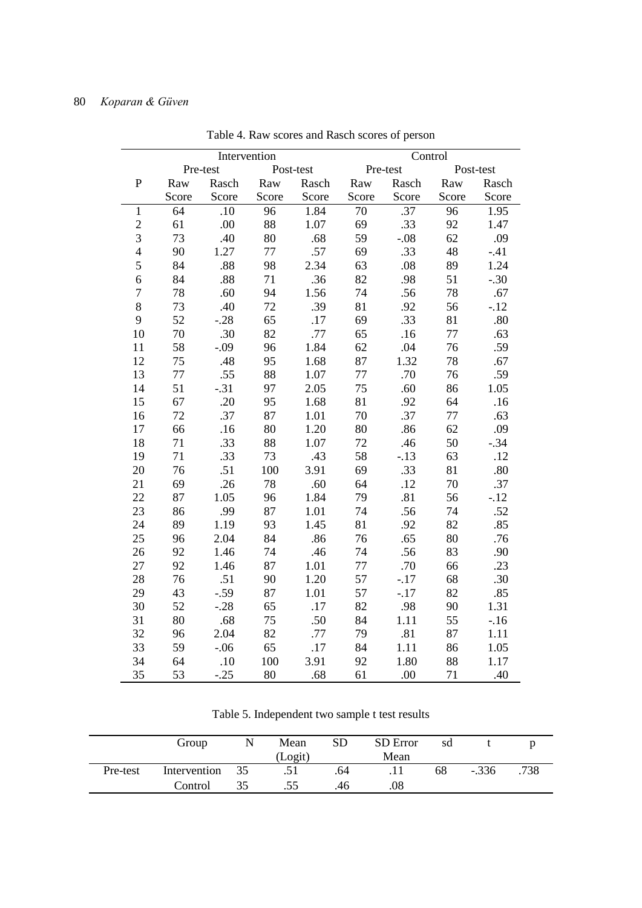Table 4. Raw scores and Rasch scores of person

| P | Intervention | | | | Control | | | |
|---|---|---|---|---|---|---|---|---|
| | Pre-test | | Post-test | | Pre-test | | Post-test | |
| | Raw Score | Rasch Score | Raw Score | Rasch Score | Raw Score | Rasch Score | Raw Score | Rasch Score |
| 1 | 64 | .10 | 96 | 1.84 | 70 | .37 | 96 | 1.95 |
| 2 | 61 | .00 | 88 | 1.07 | 69 | .33 | 92 | 1.47 |
| 3 | 73 | .40 | 80 | .68 | 59 | -.08 | 62 | .09 |
| 4 | 90 | 1.27 | 77 | .57 | 69 | .33 | 48 | -.41 |
| 5 | 84 | .88 | 98 | 2.34 | 63 | .08 | 89 | 1.24 |
| 6 | 84 | .88 | 71 | .36 | 82 | .98 | 51 | -.30 |
| 7 | 78 | .60 | 94 | 1.56 | 74 | .56 | 78 | .67 |
| 8 | 73 | .40 | 72 | .39 | 81 | .92 | 56 | -.12 |
| 9 | 52 | -.28 | 65 | .17 | 69 | .33 | 81 | .80 |
| 10 | 70 | .30 | 82 | .77 | 65 | .16 | 77 | .63 |
| 11 | 58 | -.09 | 96 | 1.84 | 62 | .04 | 76 | .59 |
| 12 | 75 | .48 | 95 | 1.68 | 87 | 1.32 | 78 | .67 |
| 13 | 77 | .55 | 88 | 1.07 | 77 | .70 | 76 | .59 |
| 14 | 51 | -.31 | 97 | 2.05 | 75 | .60 | 86 | 1.05 |
| 15 | 67 | .20 | 95 | 1.68 | 81 | .92 | 64 | .16 |
| 16 | 72 | .37 | 87 | 1.01 | 70 | .37 | 77 | .63 |
| 17 | 66 | .16 | 80 | 1.20 | 80 | .86 | 62 | .09 |
| 18 | 71 | .33 | 88 | 1.07 | 72 | .46 | 50 | -.34 |
| 19 | 71 | .33 | 73 | .43 | 58 | -.13 | 63 | .12 |
| 20 | 76 | .51 | 100 | 3.91 | 69 | .33 | 81 | .80 |
| 21 | 69 | .26 | 78 | .60 | 64 | .12 | 70 | .37 |
| 22 | 87 | 1.05 | 96 | 1.84 | 79 | .81 | 56 | -.12 |
| 23 | 86 | .99 | 87 | 1.01 | 74 | .56 | 74 | .52 |
| 24 | 89 | 1.19 | 93 | 1.45 | 81 | .92 | 82 | .85 |
| 25 | 96 | 2.04 | 84 | .86 | 76 | .65 | 80 | .76 |
| 26 | 92 | 1.46 | 74 | .46 | 74 | .56 | 83 | .90 |
| 27 | 92 | 1.46 | 87 | 1.01 | 77 | .70 | 66 | .23 |
| 28 | 76 | .51 | 90 | 1.20 | 57 | -.17 | 68 | .30 |
| 29 | 43 | -.59 | 87 | 1.01 | 57 | -.17 | 82 | .85 |
| 30 | 52 | -.28 | 65 | .17 | 82 | .98 | 90 | 1.31 |
| 31 | 80 | .68 | 75 | .50 | 84 | 1.11 | 55 | -.16 |
| 32 | 96 | 2.04 | 82 | .77 | 79 | .81 | 87 | 1.11 |
| 33 | 59 | -.06 | 65 | .17 | 84 | 1.11 | 86 | 1.05 |
| 34 | 64 | .10 | 100 | 3.91 | 92 | 1.80 | 88 | 1.17 |
| 35 | 53 | -.25 | 80 | .68 | 61 | .00 | 71 | .40 |

Table 5. Independent two sample t test results

| | Group | N | Mean (Logit) | SD | SD Error Mean | sd | t | p |
|---|---|---|---|---|---|---|---|---|
| Pre-test | Intervention | 35 | .51 | .64 | .11 | 68 | -.336 | .738 |
| | Control | 35 | .55 | .46 | .08 | | | |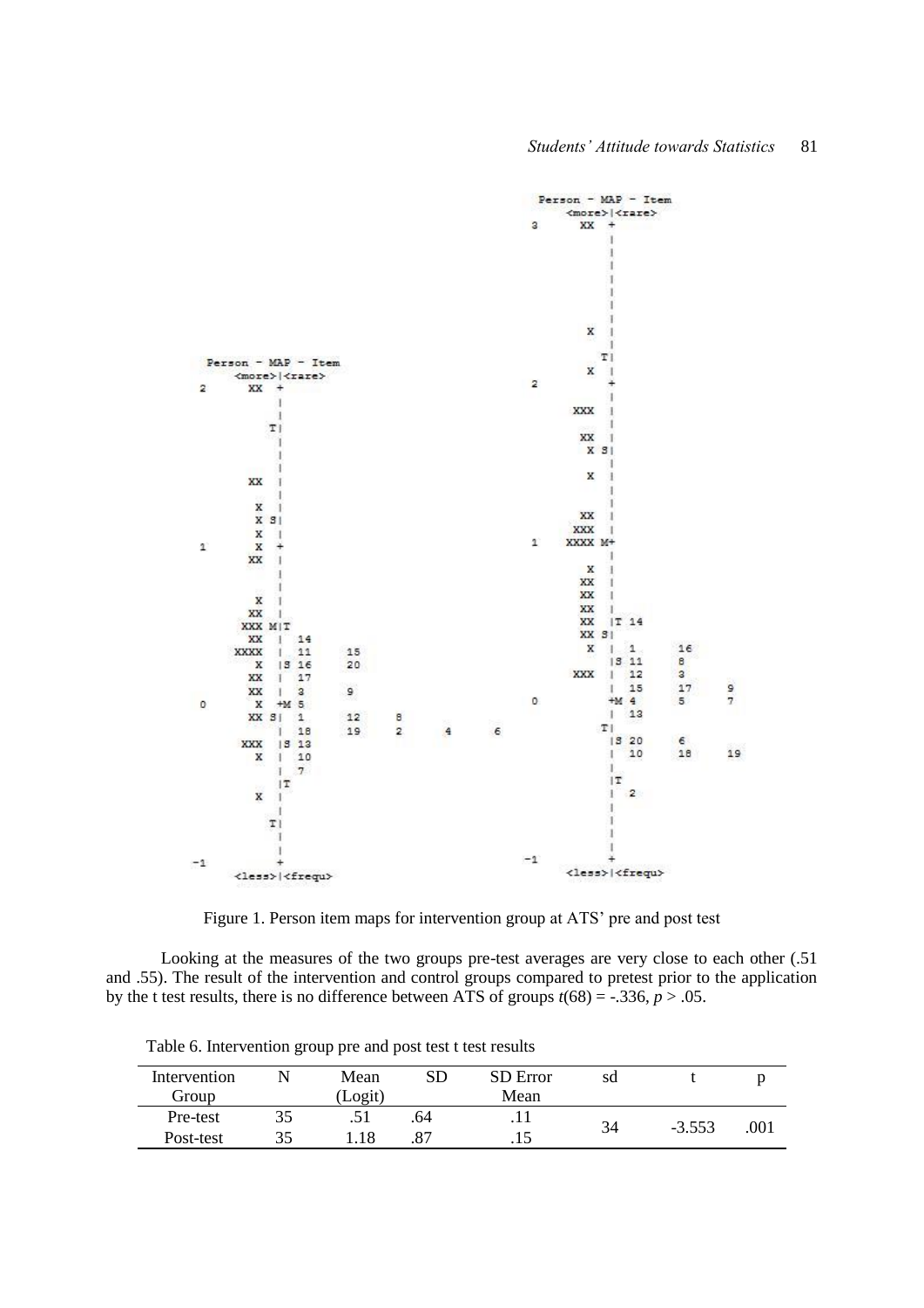Figure 1. Person item maps for intervention group at ATS' pre and post test

Looking at the measures of the two groups pre-test averages are very close to each other (.51 and .55). The result of the intervention and control groups compared to pretest prior to the application by the t test results, there is no difference between ATS of groups $t(68) = -.336$, $p > .05$.

Table 6. Intervention group pre and post test t test results

| Intervention Group | N | Mean (Logit) | SD | SD Error Mean | sd | t | p |
|---|---|---|---|---|---|---|---|
| Pre-test | 35 | .51 | .64 | .11 | 34 | -3.553 | .001 |
| Post-test | 35 | 1.18 | .87 | .15 | | | |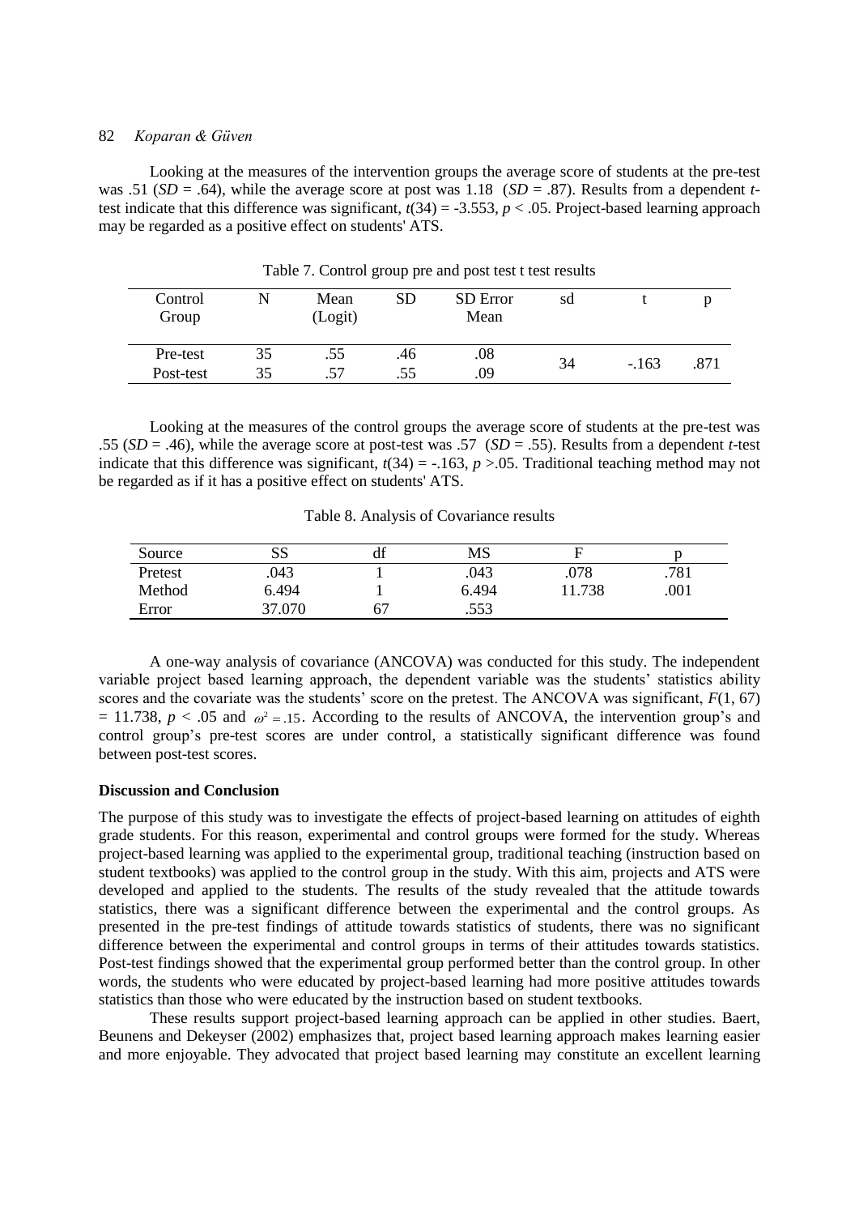Looking at the measures of the intervention groups the average score of students at the pre-test was .51 ($SD$ = .64), while the average score at post was 1.18 ($SD$ = .87). Results from a dependent $t$-test indicate that this difference was significant, $t(34) = -3.553$, $p < .05$. Project-based learning approach may be regarded as a positive effect on students' ATS.

Table 7. Control group pre and post test t test results

| Control Group | N | Mean (Logit) | SD | SD Error Mean | sd | t | p |
|---|---|---|---|---|---|---|---|
| Pre-test | 35 | .55 | .46 | .08 | 34 | -.163 | .871 |
| Post-test | 35 | .57 | .55 | .09 | | | |

Looking at the measures of the control groups the average score of students at the pre-test was .55 ($SD$ = .46), while the average score at post-test was .57 ($SD$ = .55). Results from a dependent $t$-test indicate that this difference was significant, $t(34) = -.163$, $p > .05$. Traditional teaching method may not be regarded as if it has a positive effect on students' ATS.

Table 8. Analysis of Covariance results

| Source | SS | df | MS | F | p |
|---|---|---|---|---|---|
| Pretest | .043 | 1 | .043 | .078 | .781 |
| Method | 6.494 | 1 | 6.494 | 11.738 | .001 |
| Error | 37.070 | 67 | .553 | | |

A one-way analysis of covariance (ANCOVA) was conducted for this study. The independent variable project based learning approach, the dependent variable was the students' statistics ability scores and the covariate was the students' score on the pretest. The ANCOVA was significant, $F(1, 67) = 11.738$, $p < .05$ and $\omega^2 = .15$. According to the results of ANCOVA, the intervention group's and control group's pre-test scores are under control, a statistically significant difference was found between post-test scores.

## Discussion and Conclusion

The purpose of this study was to investigate the effects of project-based learning on attitudes of eighth grade students. For this reason, experimental and control groups were formed for the study. Whereas project-based learning was applied to the experimental group, traditional teaching (instruction based on student textbooks) was applied to the control group in the study. With this aim, projects and ATS were developed and applied to the students. The results of the study revealed that the attitude towards statistics, there was a significant difference between the experimental and the control groups. As presented in the pre-test findings of attitude towards statistics of students, there was no significant difference between the experimental and control groups in terms of their attitudes towards statistics. Post-test findings showed that the experimental group performed better than the control group. In other words, the students who were educated by project-based learning had more positive attitudes towards statistics than those who were educated by the instruction based on student textbooks.

These results support project-based learning approach can be applied in other studies. Baert, Beunens and Dekeyser (2002) emphasizes that, project based learning approach makes learning easier and more enjoyable. They advocated that project based learning may constitute an excellent learning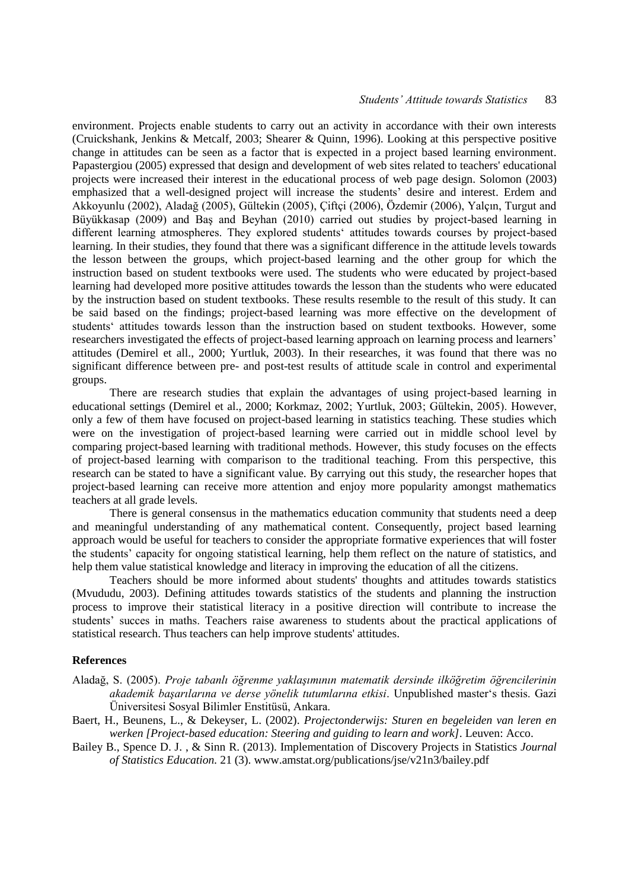environment. Projects enable students to carry out an activity in accordance with their own interests (Cruickshank, Jenkins & Metcalf, 2003; Shearer & Quinn, 1996). Looking at this perspective positive change in attitudes can be seen as a factor that is expected in a project based learning environment. Papastergiou (2005) expressed that design and development of web sites related to teachers' educational projects were increased their interest in the educational process of web page design. Solomon (2003) emphasized that a well-designed project will increase the students' desire and interest. Erdem and Akkoyunlu (2002), Aladağ (2005), Gültekin (2005), Çiftçi (2006), Özdemir (2006), Yalçın, Turgut and Büyükkasap (2009) and Baş and Beyhan (2010) carried out studies by project-based learning in different learning atmospheres. They explored students' attitudes towards courses by project-based learning. In their studies, they found that there was a significant difference in the attitude levels towards the lesson between the groups, which project-based learning and the other group for which the instruction based on student textbooks were used. The students who were educated by project-based learning had developed more positive attitudes towards the lesson than the students who were educated by the instruction based on student textbooks. These results resemble to the result of this study. It can be said based on the findings; project-based learning was more effective on the development of students' attitudes towards lesson than the instruction based on student textbooks. However, some researchers investigated the effects of project-based learning approach on learning process and learners' attitudes (Demirel et all., 2000; Yurtluk, 2003). In their researches, it was found that there was no significant difference between pre- and post-test results of attitude scale in control and experimental groups.

There are research studies that explain the advantages of using project-based learning in educational settings (Demirel et al., 2000; Korkmaz, 2002; Yurtluk, 2003; Gültekin, 2005). However, only a few of them have focused on project-based learning in statistics teaching. These studies which were on the investigation of project-based learning were carried out in middle school level by comparing project-based learning with traditional methods. However, this study focuses on the effects of project-based learning with comparison to the traditional teaching. From this perspective, this research can be stated to have a significant value. By carrying out this study, the researcher hopes that project-based learning can receive more attention and enjoy more popularity amongst mathematics teachers at all grade levels.

There is general consensus in the mathematics education community that students need a deep and meaningful understanding of any mathematical content. Consequently, project based learning approach would be useful for teachers to consider the appropriate formative experiences that will foster the students' capacity for ongoing statistical learning, help them reflect on the nature of statistics, and help them value statistical knowledge and literacy in improving the education of all the citizens.

Teachers should be more informed about students' thoughts and attitudes towards statistics (Mvududu, 2003). Defining attitudes towards statistics of the students and planning the instruction process to improve their statistical literacy in a positive direction will contribute to increase the students' succes in maths. Teachers raise awareness to students about the practical applications of statistical research. Thus teachers can help improve students' attitudes.

## References

Aladağ, S. (2005). *Proje tabanlı öğrenme yaklaşımının matematik dersinde ilköğretim öğrencilerinin akademik başarılarına ve derse yönelik tutumlarına etkisi*. Unpublished master's thesis. Gazi Üniversitesi Sosyal Bilimler Enstitüsü, Ankara.

Baert, H., Beunens, L., & Dekeyser, L. (2002). *Projectonderwijs: Sturen en begeleiden van leren en werken [Project-based education: Steering and guiding to learn and work]*. Leuven: Acco.

Bailey B., Spence D. J. , & Sinn R. (2013). Implementation of Discovery Projects in Statistics *Journal of Statistics Education.* 21 (3). www.amstat.org/publications/jse/v21n3/bailey.pdf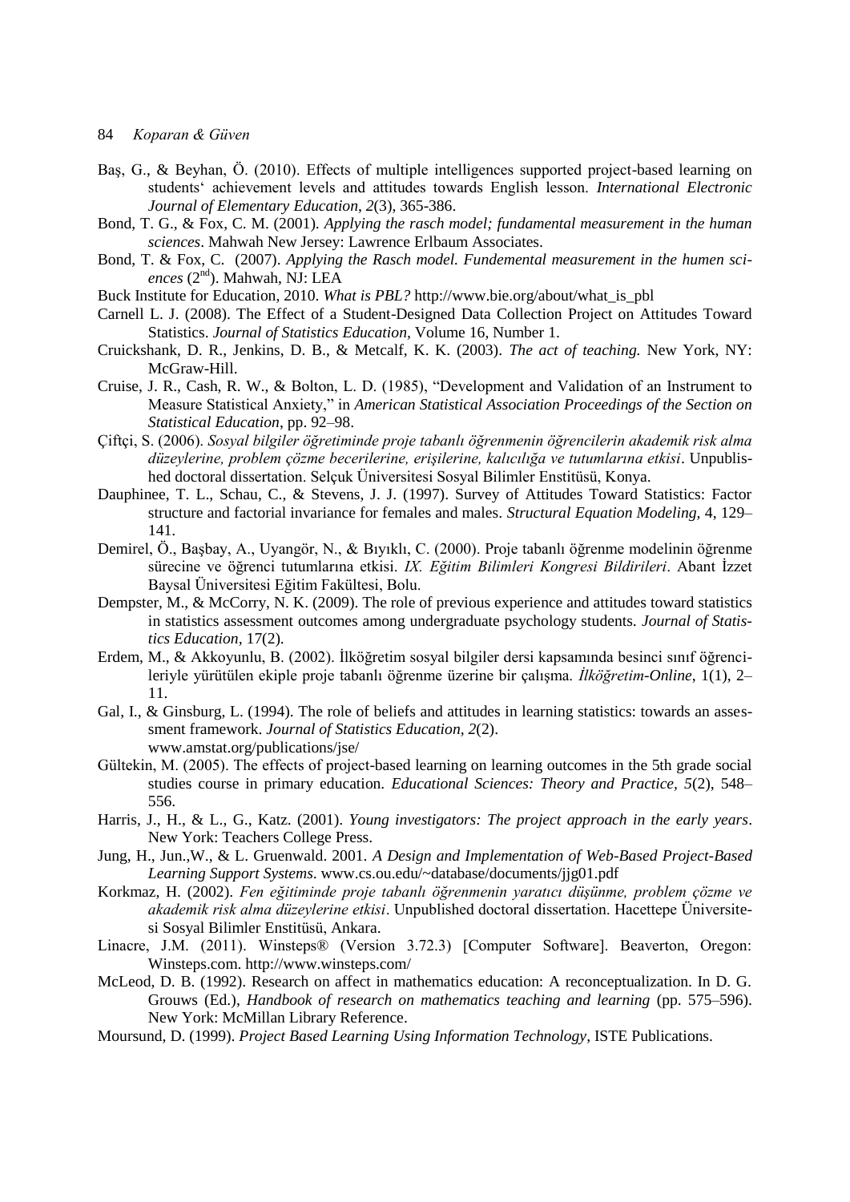Baş, G., & Beyhan, Ö. (2010). Effects of multiple intelligences supported project-based learning on students' achievement levels and attitudes towards English lesson. *International Electronic Journal of Elementary Education, 2*(3), 365-386.

Bond, T. G., & Fox, C. M. (2001). *Applying the rasch model; fundamental measurement in the human sciences*. Mahwah New Jersey: Lawrence Erlbaum Associates.

Bond, T. & Fox, C. (2007). *Applying the Rasch model. Fundemental measurement in the humen sciences* (2nd). Mahwah, NJ: LEA

Buck Institute for Education, 2010. *What is PBL?* http://www.bie.org/about/what_is_pbl

Carnell L. J. (2008). The Effect of a Student-Designed Data Collection Project on Attitudes Toward Statistics. *Journal of Statistics Education,* Volume 16, Number 1.

Cruickshank, D. R., Jenkins, D. B., & Metcalf, K. K. (2003). *The act of teaching.* New York, NY: McGraw-Hill.

Cruise, J. R., Cash, R. W., & Bolton, L. D. (1985), "Development and Validation of an Instrument to Measure Statistical Anxiety," in *American Statistical Association Proceedings of the Section on Statistical Education*, pp. 92–98.

Çiftçi, S. (2006). *Sosyal bilgiler öğretiminde proje tabanlı öğrenmenin öğrencilerin akademik risk alma düzeylerine, problem çözme becerilerine, erişilerine, kalıcılığa ve tutumlarına etkisi*. Unpublished doctoral dissertation. Selçuk Üniversitesi Sosyal Bilimler Enstitüsü, Konya.

Dauphinee, T. L., Schau, C., & Stevens, J. J. (1997). Survey of Attitudes Toward Statistics: Factor structure and factorial invariance for females and males. *Structural Equation Modeling,* 4, 129–141.

Demirel, Ö., Başbay, A., Uyangör, N., & Bıyıklı, C. (2000). Proje tabanlı öğrenme modelinin öğrenme sürecine ve öğrenci tutumlarına etkisi. *IX. Eğitim Bilimleri Kongresi Bildirileri*. Abant İzzet Baysal Üniversitesi Eğitim Fakültesi, Bolu.

Dempster, M., & McCorry, N. K. (2009). The role of previous experience and attitudes toward statistics in statistics assessment outcomes among undergraduate psychology students. *Journal of Statistics Education,* 17(2).

Erdem, M., & Akkoyunlu, B. (2002). İlköğretim sosyal bilgiler dersi kapsamında besinci sınıf öğrencileriyle yürütülen ekiple proje tabanlı öğrenme üzerine bir çalışma. *İlköğretim-Online*, 1(1), 2–11.

Gal, I., & Ginsburg, L. (1994). The role of beliefs and attitudes in learning statistics: towards an assessment framework. *Journal of Statistics Education, 2*(2). www.amstat.org/publications/jse/

Gültekin, M. (2005). The effects of project-based learning on learning outcomes in the 5th grade social studies course in primary education. *Educational Sciences: Theory and Practice, 5*(2), 548–556.

Harris, J., H., & L., G., Katz. (2001). *Young investigators: The project approach in the early years*. New York: Teachers College Press.

Jung, H., Jun.,W., & L. Gruenwald. 2001. *A Design and Implementation of Web-Based Project-Based Learning Support Systems*. www.cs.ou.edu/~database/documents/jjg01.pdf

Korkmaz, H. (2002). *Fen eğitiminde proje tabanlı öğrenmenin yaratıcı düşünme, problem çözme ve akademik risk alma düzeylerine etkisi*. Unpublished doctoral dissertation. Hacettepe Üniversitesi Sosyal Bilimler Enstitüsü, Ankara.

Linacre, J.M. (2011). Winsteps® (Version 3.72.3) [Computer Software]. Beaverton, Oregon: Winsteps.com. http://www.winsteps.com/

McLeod, D. B. (1992). Research on affect in mathematics education: A reconceptualization. In D. G. Grouws (Ed.), *Handbook of research on mathematics teaching and learning* (pp. 575–596). New York: McMillan Library Reference.

Moursund, D. (1999). *Project Based Learning Using Information Technology*, ISTE Publications.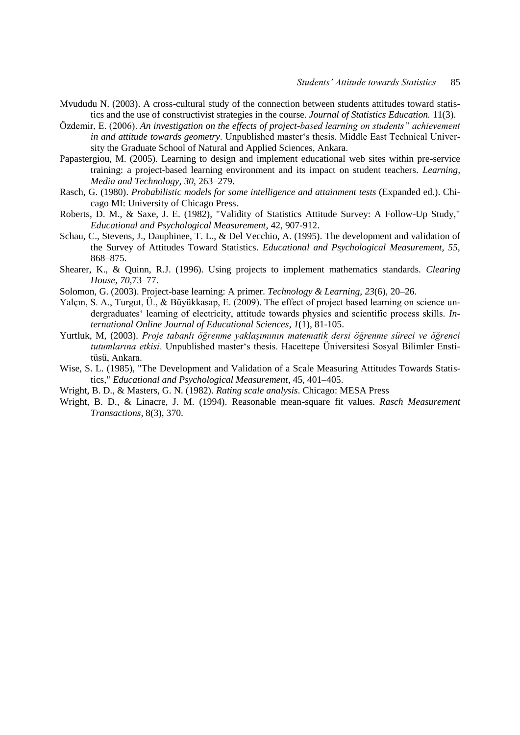Mvududu N. (2003). A cross-cultural study of the connection between students attitudes toward statistics and the use of constructivist strategies in the course. *Journal of Statistics Education.* 11(3).

Özdemir, E. (2006). *An investigation on the effects of project-based learning on students" achievement in and attitude towards geometry*. Unpublished master's thesis. Middle East Technical University the Graduate School of Natural and Applied Sciences, Ankara.

Papastergiou, M. (2005). Learning to design and implement educational web sites within pre-service training: a project-based learning environment and its impact on student teachers. *Learning, Media and Technology, 30,* 263–279.

Rasch, G. (1980). *Probabilistic models for some intelligence and attainment tests* (Expanded ed.). Chicago MI: University of Chicago Press.

Roberts, D. M., & Saxe, J. E. (1982), "Validity of Statistics Attitude Survey: A Follow-Up Study," *Educational and Psychological Measurement*, 42, 907-912.

Schau, C., Stevens, J., Dauphinee, T. L., & Del Vecchio, A. (1995). The development and validation of the Survey of Attitudes Toward Statistics. *Educational and Psychological Measurement, 55,* 868–875.

Shearer, K., & Quinn, R.J. (1996). Using projects to implement mathematics standards. *Clearing House*, *70*,73–77.

Solomon, G. (2003). Project-base learning: A primer. *Technology & Learning, 23*(6), 20–26.

Yalçın, S. A., Turgut, Ü., & Büyükkasap, E. (2009). The effect of project based learning on science undergraduates' learning of electricity, attitude towards physics and scientific process skills. *International Online Journal of Educational Sciences*, *1*(1), 81-105.

Yurtluk, M, (2003). *Proje tabanlı öğrenme yaklaşımının matematik dersi öğrenme süreci ve öğrenci tutumlarına etkisi*. Unpublished master's thesis. Hacettepe Üniversitesi Sosyal Bilimler Enstitüsü, Ankara.

Wise, S. L. (1985), "The Development and Validation of a Scale Measuring Attitudes Towards Statistics," *Educational and Psychological Measurement*, 45, 401–405.

Wright, B. D., & Masters, G. N. (1982). *Rating scale analysis*. Chicago: MESA Press

Wright, B. D., & Linacre, J. M. (1994). Reasonable mean-square fit values. *Rasch Measurement Transactions*, 8(3), 370.